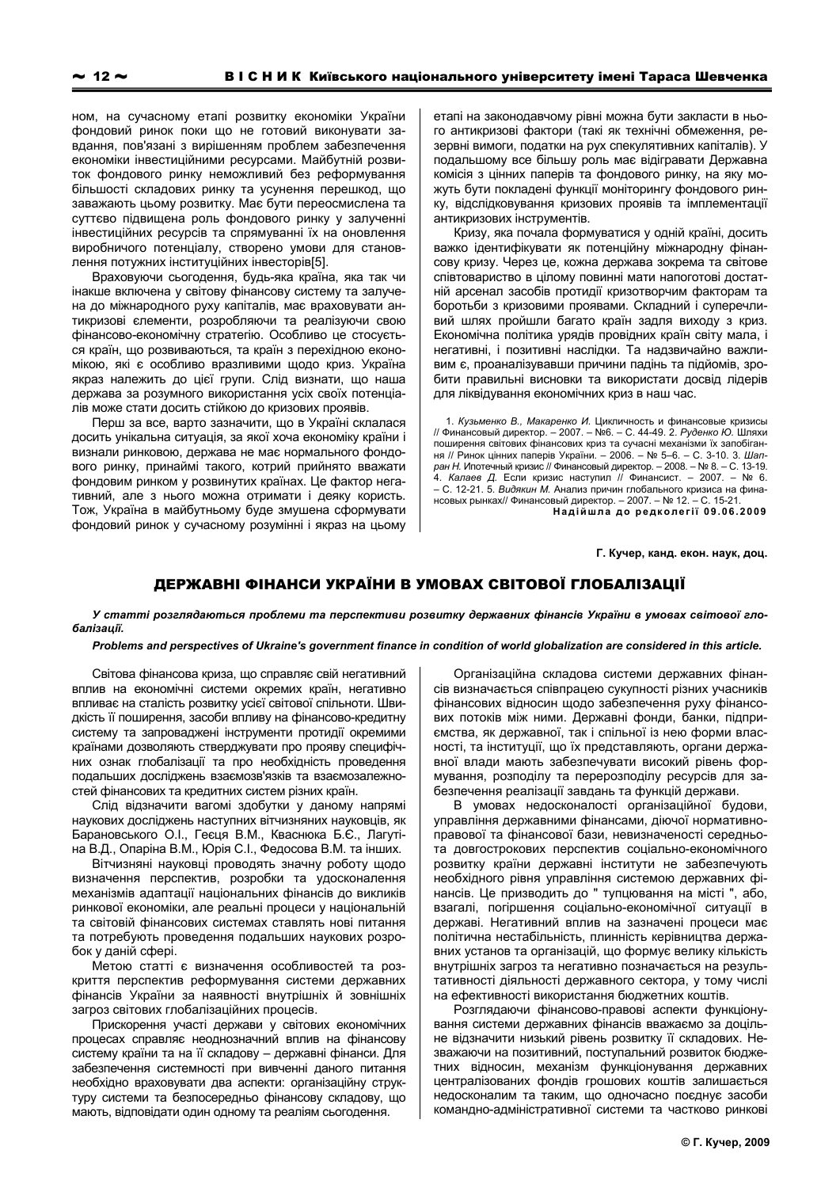ном, на сучасному етапі розвитку економіки України фондовий ринок поки що не готовий виконувати завдання, пов'язані з вирішенням проблем забезпечення економіки інвестиційними ресурсами. Майбутній розвиток фондового ринку неможливий без реформування більшості складових ринку та усунення перешкод, що заважають цьому розвитку. Має бути переосмислена та суттєво підвищена роль фондового ринку у залученні інвестиційних ресурсів та спрямуванні їх на оновлення виробничого потенціалу, створено умови для становлення потужних інституційних інвесторів[5].

Враховуючи сьогодення, будь-яка країна, яка так чи інакше включена у світову фінансову систему та залучена до міжнародного руху капіталів. має враховувати антикризові єлементи, розробляючи та реалізуючи свою фінансово-економічну стратегію. Особливо це стосується країн, що розвиваються, та країн з перехідною економікою, які є особливо вразливими щодо криз. Україна якраз належить до цієї групи. Слід визнати, що наша держава за розумного використання усіх своїх потенціалів може стати досить стійкою до кризових проявів.

Перш за все, варто зазначити, що в Україні склалася досить унікальна ситуація, за якої хоча економіку країни і визнали ринковою. держава не має нормального фондового ринку, принаймі такого, котрий прийнято вважати фондовим ринком у розвинутих країнах. Це фактор негативний, але з нього можна отримати і деяку користь. Тож, Україна в майбутньому буде змушена сформувати фондовий ринок у сучасному розумінні і якраз на цьому етапі на законодавчому рівні можна бути закласти в нього антикризові фактори (такі як технічні обмеження, резервні вимоги, податки на рух спекулятивних капіталів). У подальшому все більшу роль має відігравати Державна комісія з цінних паперів та фондового ринку, на яку можуть бути покладені функції моніторингу фондового ринку, відслідковування кризових проявів та імплементації антикризових інструментів.

Кризу, яка почала формуватися у одній країні, досить важко ідентифікувати як потенційну міжнародну фінансову кризу. Через це, кожна держава зокрема та світове співтовариство в цілому повинні мати напоготові достатній арсенал засобів протидії кризотворчим факторам та боротьби з кризовими проявами. Складний і суперечливий шлях пройшли багато країн задля виходу з криз. Економічна політика урядів провідних країн світу мала, і негативні, і позитивні наслідки. Та надзвичайно важливим є, проаналізувавши причини падінь та підйомів, зробити правильні висновки та використати досвід лідерів для ліквідування економічних криз в наш час.

1. Кузьменко В., Макаренко И. Цикличность и финансовые кризисы  $\mu$  Финансовый директор. - 2007. - №6. - С. 44-49. 2. Руденко Ю. Шляхи поширення світових фінансових криз та сучасні механізми їх запобігання // Ринок цінних паперів України. - 2006. - № 5-6. - С. 3-10. 3. Шапран Н. Ипотечный кризис // Финансовый директор. - 2008. - № 8. - С. 13-19. 4. Калаев Д. Если кризис наступил // Финансист. - 2007. - № 6. – С. 12-21. 5. Видякин М. Анализ причин глобального кризиса на финансовых рынках// Финансовый директор. - 2007. - № 12. - С. 15-21

Надійшла до редколегії 09.06.2009

Г. Кучер, канд. екон. наук, доц.

## ДЕРЖАВНІ ФІНАНСИ УКРАЇНИ В УМОВАХ СВІТОВОЇ ГЛОБАЛІЗАЦІЇ

У статті розглядаються проблеми та перспективи розвитку державних фінансів України в умовах світової глобалізації.

## Problems and perspectives of Ukraine's government finance in condition of world globalization are considered in this article.

Світова фінансова криза. що справляє свій негативний вплив на економічні системи окремих країн, негативно впливає на сталість розвитку усієї світової спільноти. Швидкість її поширення, засоби впливу на фінансово-кредитну систему та запроваджені інструменти протидії окремими країнами дозволяють стверджувати про прояву специфічних ознак глобалізації та про необхідність проведення подальших досліджень взаємозв'язків та взаємозалежностей фінансових та кредитних систем різних країн.

Слід відзначити вагомі здобутки у даному напрямі наукових досліджень наступних вітчизняних науковців, як Барановського О.І., Геєця В.М., Кваснюка Б.Є., Лагутіна В.Д., Опаріна В.М., Юрія С.І., Федосова В.М. та інших.

Вітчизняні науковці проводять значну роботу щодо визначення перспектив, розробки та удосконалення механізмів адаптації національних фінансів до викликів ринкової економіки, але реальні процеси у національній та світовій фінансових системах ставлять нові питання та потребують проведення подальших наукових розробок у даній сфері.

Метою статті є визначення особливостей та розкриття перспектив реформування системи державних фінансів України за наявності внутрішніх й зовнішніх загроз світових глобалізаційних процесів.

Прискорення участі держави у світових економічних процесах справляє неоднозначний вплив на фінансову систему країни та на її складову - державні фінанси. Для забезпечення системності при вивченні даного питання необхідно враховувати два аспекти: організаційну структуру системи та безпосередньо фінансову складову. що мають, відповідати один одному та реаліям сьогодення.

Організаційна складова системи державних фінансів визначається співпрацею сукупності різних учасників фінансових відносин щодо забезпечення руху фінансових потоків між ними. Державні фонди, банки, підприємства, як державної, так і спільної із нею форми власності, та інституції, що їх представляють, органи державної влади мають забезпечувати високий рівень формування, розподілу та перерозподілу ресурсів для забезпечення реалізації завдань та функцій держави.

В умовах недосконалості організаційної будови, управління державними фінансами, діючої нормативноправової та фінансової бази, невизначеності середньота довгострокових перспектив соціально-економічного розвитку країни державні інститути не забезпечують необхідного рівня управління системою державних фінансів. Це призводить до " тупцювання на місті ", або, взагалі, погіршення соціально-економічної ситvації в державі. Негативний вплив на зазначені процеси має політична нестабільність, плинність керівництва державних установ та організацій, що формує велику кількість внутрішніх загроз та негативно позначається на результативності діяльності державного сектора, у тому числі на ефективності використання бюджетних коштів.

Розглядаючи фінансово-правові аспекти функціонування системи державних фінансів вважаємо за доцільне відзначити низький рівень розвитку її складових. Незважаючи на позитивний, поступальний розвиток бюджетних відносин, механізм функціонування державних централізованих фондів грошових коштів залишається недосконалим та таким, що одночасно поєднує засоби командно-адміністративної системи та частково ринкові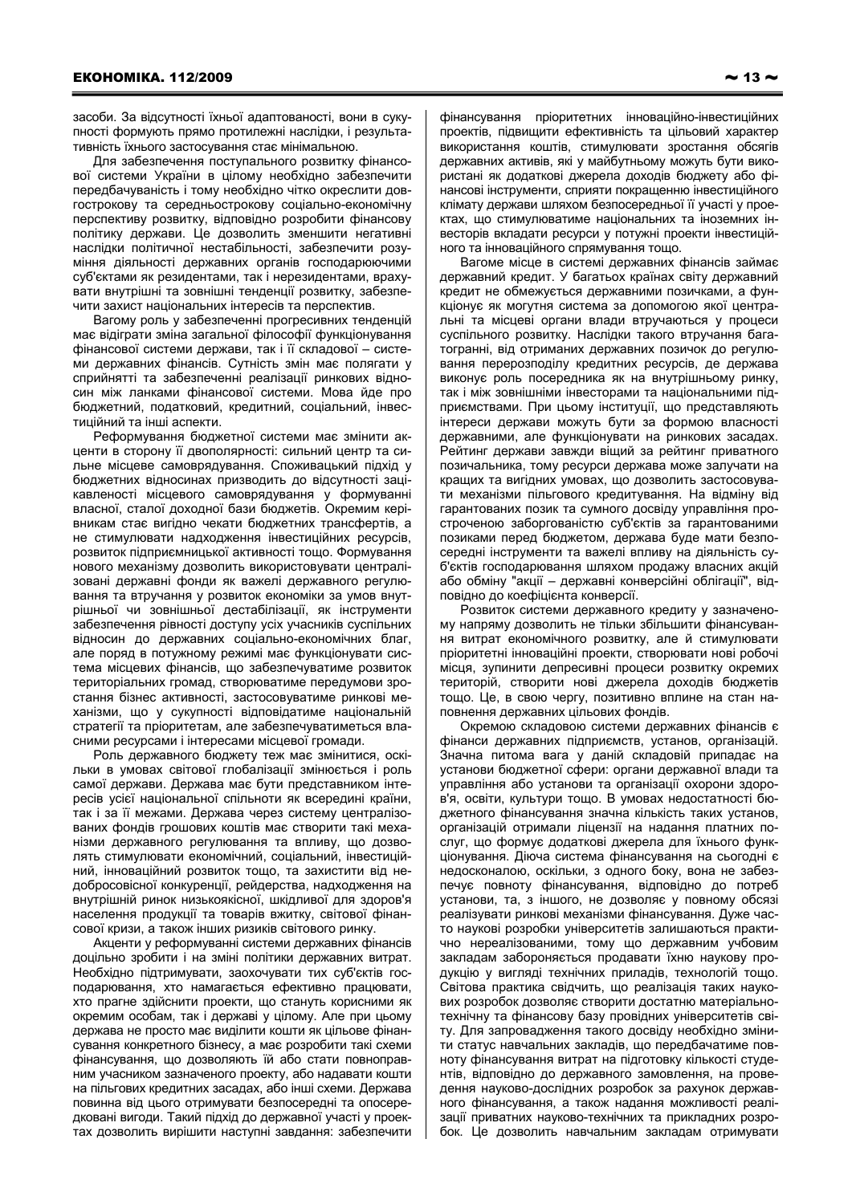засоби. За відсутності їхньої адаптованості, вони в сукупності формують прямо протилежні наслідки, і результативність їхнього застосування стає мінімальною.

Для забезпечення поступального розвитку фінансової системи України в цілому необхідно забезпечити передбачуваність і тому необхідно чітко окреслити довгострокову та середньострокову соціально-економічну перспективу розвитку, відповідно розробити фінансову політику держави. Це дозволить зменшити негативні наслідки політичної нестабільності, забезпечити розуміння діяльності державних органів господарюючими суб'єктами як резидентами, так і нерезидентами, врахувати внутрішні та зовнішні тенденції розвитку, забезпечити захист національних інтересів та перспектив.

Вагому роль у забезпеченні прогресивних тенденцій має відіграти зміна загальної філософії функціонування фінансової системи держави, так і її складової - системи державних фінансів. Сутність змін має полягати у сприйнятті та забезпеченні реалізації ринкових відносин між ланками фінансової системи. Мова йде про бюджетний, податковий, кредитний, соціальний, інвестинійний та інші аспекти.

Реформування бюджетної системи має змінити акценти в сторону її двополярності: сильний центр та сильне місцеве самоврядування. Споживацький підхід у бюджетних відносинах призводить до відсутності зацікавленості місцевого самоврядування у формуванні власної, сталої доходної бази бюджетів. Окремим керівникам стає вигідно чекати бюджетних трансфертів, а не стимулювати надходження інвестиційних ресурсів, розвиток підприємницької активності тощо. Формування нового механізму дозволить використовувати централізовані державні фонди як важелі державного регулювання та втручання у розвиток економіки за умов внутрішньої чи зовнішньої дестабілізації, як інструменти забезпечення рівності доступу усіх учасників суспільних відносин до державних соціально-економічних благ, але поряд в потужному режимі має функціонувати система місцевих фінансів, що забезпечуватиме розвиток територіальних громад, створюватиме передумови зростання бізнес активності, застосовуватиме ринкові механізми, що у сукупності відповідатиме національній стратегії та пріоритетам, але забезпечуватиметься власними ресурсами і інтересами місцевої громади.

Роль державного бюджету теж має змінитися, оскільки в умовах світової глобалізації змінюється і роль самої держави. Держава має бути представником інтересів усієї національної спільноти як всередині країни, так і за її межами. Держава через систему централізованих фондів грошових коштів має створити такі механізми державного регулювання та впливу, що дозволять стимулювати економічний, соціальний, інвестиційний, інноваційний розвиток тощо, та захистити від недобросовісної конкуренції, рейдерства, надходження на внутрішній ринок низькоякісної, шкідливої для здоров'я населення продукції та товарів вжитку, світової фінансової кризи, а також інших ризиків світового ринку.

Акценти у реформуванні системи державних фінансів доцільно зробити і на зміні політики державних витрат. Необхідно підтримувати, заохочувати тих суб'єктів господарювання, хто намагається ефективно працювати, хто прагне здійснити проекти, що стануть корисними як окремим особам, так і державі у цілому. Але при цьому держава не просто має виділити кошти як цільове фінансування конкретного бізнесу, а має розробити такі схеми фінансування, що дозволяють їй або стати повноправним учасником зазначеного проекту, або надавати кошти на пільгових крелитних засалах, або інші схеми. Лержава повинна від цього отримувати безпосередні та опосередковані вигоди. Такий підхід до державної участі у проектах дозволить вирішити наступні завдання: забезпечити фінансування пріоритетних інноваційно-інвестиційних проектів, підвищити ефективність та цільовий характер використання коштів, стимулювати зростання обсягів державних активів, які у майбутньому можуть бути використані як додаткові джерела доходів бюджету або фінансові інструменти, сприяти покращенню інвестиційного клімату держави шляхом безпосередньої її участі у проектах, що стимулюватиме національних та іноземних інвесторів вкладати ресурси у потужні проекти інвестиційного та інноваційного спрямування тощо.

Вагоме місце в системі державних фінансів займає державний кредит. У багатьох країнах світу державний кредит не обмежується державними позичками, а функціонує як могутня система за допомогою якої центральні та місцеві органи влади втручаються у процеси суспільного розвитку. Наслідки такого втручання багатогранні, від отриманих державних позичок до регулювання перерозподілу кредитних ресурсів, де держава виконує роль посередника як на внутрішньому ринку, так і між зовнішніми інвесторами та національними підприємствами. При цьому інституції, що представляють інтереси держави можуть бути за формою власності державними, але функціонувати на ринкових засадах. Рейтинг держави завжди віщий за рейтинг приватного позичальника, тому ресурси держава може залучати на кращих та вигідних умовах, що дозволить застосовувати механізми пільгового кредитування. На відміну від гарантованих позик та сумного досвіду управління простроченою заборгованістю суб'єктів за гарантованими позиками перед бюджетом, держава буде мати безпосередні інструменти та важелі впливу на діяльність суб'єктів господарювання шляхом продажу власних акцій або обміну "акції - державні конверсійні облігації", відповідно до коефіцієнта конверсії.

Розвиток системи державного кредиту у зазначеному напряму дозволить не тільки збільшити фінансування витрат економічного розвитку, але й стимулювати пріоритетні інноваційні проекти, створювати нові робочі місця, зупинити депресивні процеси розвитку окремих територій, створити нові джерела доходів бюджетів тощо. Це, в свою чергу, позитивно вплине на стан наповнення державних цільових фондів.

Окремою складовою системи державних фінансів є фінанси державних підприємств, установ, організацій. Значна питома вага у даній складовій припадає на установи бюджетної сфери: органи державної влади та управління або установи та організації охорони здоров'я, освіти, культури тощо. В умовах недостатності бюджетного фінансування значна кількість таких установ, організацій отримали ліцензії на надання платних послуг, що формує додаткові джерела для їхнього функціонування. Діюча система фінансування на сьогодні є недосконалою, оскільки, з одного боку, вона не забезпечує повноту фінансування, відповідно до потреб установи, та, з іншого, не дозволяє у повному обсязі реалізувати ринкові механізми фінансування. Дуже часто наукові розробки університетів залишаються практично нереалізованими, тому що державним учбовим закладам забороняється продавати їхню наукову продукцію у вигляді технічних приладів, технологій тощо. Світова практика свідчить, що реалізація таких наукових розробок дозволяє створити достатню матеріальнотехнічну та фінансову базу провідних університетів світу. Для запровадження такого досвіду необхідно змінити статус навчальних закладів, що передбачатиме повноту фінансування витрат на підготовку кількості студентів, відповідно до державного замовлення, на проведення науково-дослідних розробок за рахунок державного фінансування, а також надання можливості реалізації приватних науково-технічних та прикладних розробок. Це дозволить навчальним закладам отримувати